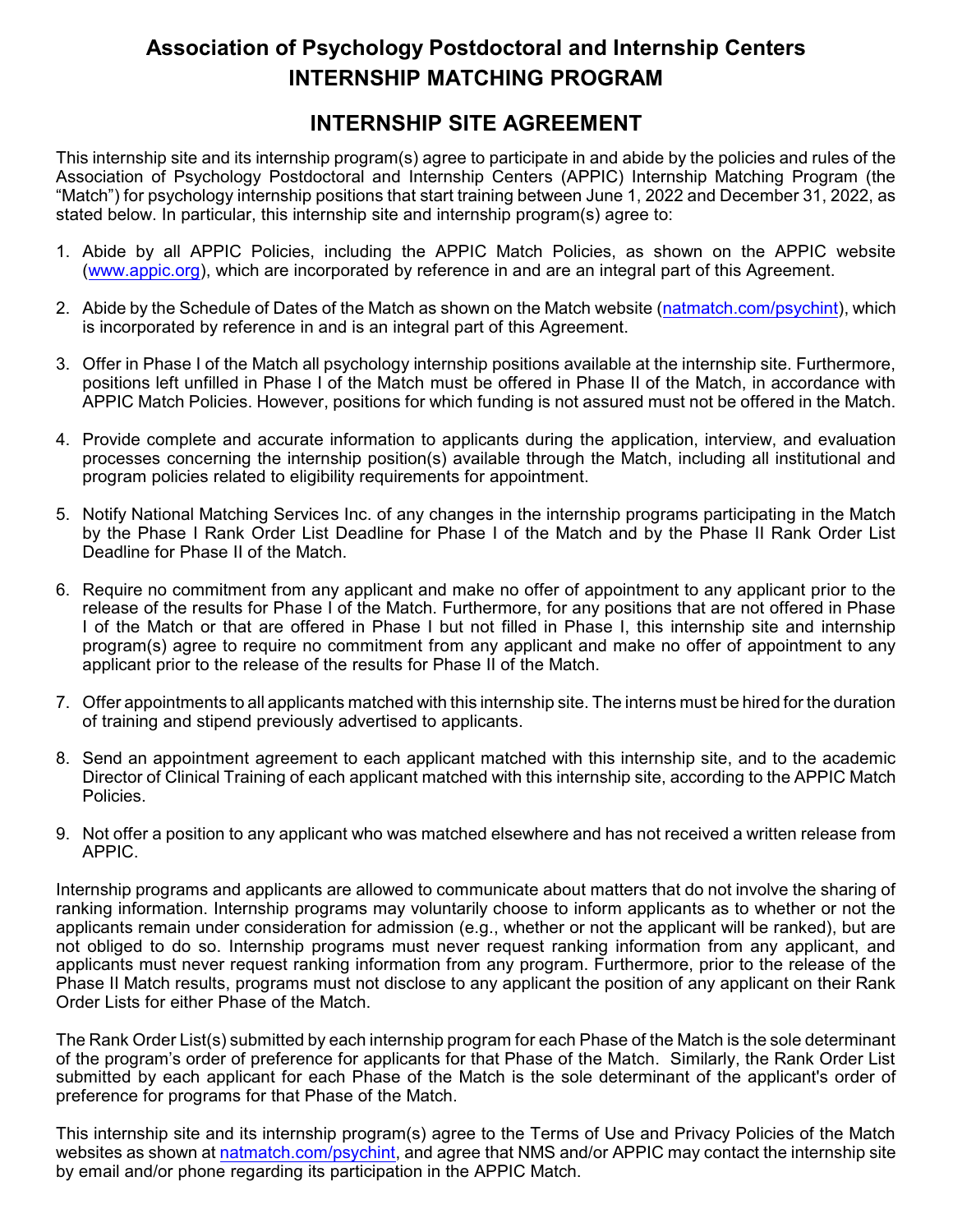# Association of Psychology Postdoctoral and Internship Centers
# INTERNSHIP MATCHING PROGRAM

## INTERNSHIP SITE AGREEMENT

This internship site and its internship program(s) agree to participate in and abide by the policies and rules of the Association of Psychology Postdoctoral and Internship Centers (APPIC) Internship Matching Program (the "Match") for psychology internship positions that start training between June 1, 2022 and December 31, 2022, as stated below. In particular, this internship site and internship program(s) agree to:

1. Abide by all APPIC Policies, including the APPIC Match Policies, as shown on the APPIC website (www.appic.org), which are incorporated by reference in and are an integral part of this Agreement.

2. Abide by the Schedule of Dates of the Match as shown on the Match website (natmatch.com/psychint), which is incorporated by reference in and is an integral part of this Agreement.

3. Offer in Phase I of the Match all psychology internship positions available at the internship site. Furthermore, positions left unfilled in Phase I of the Match must be offered in Phase II of the Match, in accordance with APPIC Match Policies. However, positions for which funding is not assured must not be offered in the Match.

4. Provide complete and accurate information to applicants during the application, interview, and evaluation processes concerning the internship position(s) available through the Match, including all institutional and program policies related to eligibility requirements for appointment.

5. Notify National Matching Services Inc. of any changes in the internship programs participating in the Match by the Phase I Rank Order List Deadline for Phase I of the Match and by the Phase II Rank Order List Deadline for Phase II of the Match.

6. Require no commitment from any applicant and make no offer of appointment to any applicant prior to the release of the results for Phase I of the Match. Furthermore, for any positions that are not offered in Phase I of the Match or that are offered in Phase I but not filled in Phase I, this internship site and internship program(s) agree to require no commitment from any applicant and make no offer of appointment to any applicant prior to the release of the results for Phase II of the Match.

7. Offer appointments to all applicants matched with this internship site. The interns must be hired for the duration of training and stipend previously advertised to applicants.

8. Send an appointment agreement to each applicant matched with this internship site, and to the academic Director of Clinical Training of each applicant matched with this internship site, according to the APPIC Match Policies.

9. Not offer a position to any applicant who was matched elsewhere and has not received a written release from APPIC.

Internship programs and applicants are allowed to communicate about matters that do not involve the sharing of ranking information. Internship programs may voluntarily choose to inform applicants as to whether or not the applicants remain under consideration for admission (e.g., whether or not the applicant will be ranked), but are not obliged to do so. Internship programs must never request ranking information from any applicant, and applicants must never request ranking information from any program. Furthermore, prior to the release of the Phase II Match results, programs must not disclose to any applicant the position of any applicant on their Rank Order Lists for either Phase of the Match.

The Rank Order List(s) submitted by each internship program for each Phase of the Match is the sole determinant of the program's order of preference for applicants for that Phase of the Match. Similarly, the Rank Order List submitted by each applicant for each Phase of the Match is the sole determinant of the applicant's order of preference for programs for that Phase of the Match.

This internship site and its internship program(s) agree to the Terms of Use and Privacy Policies of the Match websites as shown at natmatch.com/psychint, and agree that NMS and/or APPIC may contact the internship site by email and/or phone regarding its participation in the APPIC Match.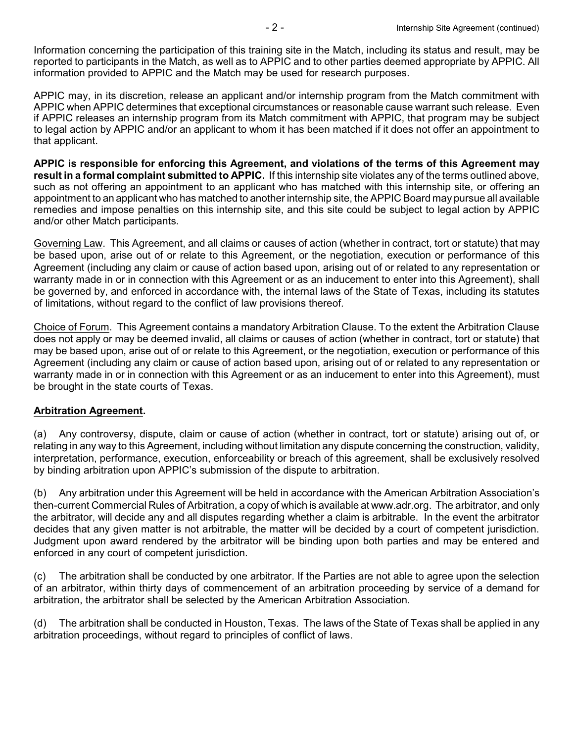Information concerning the participation of this training site in the Match, including its status and result, may be reported to participants in the Match, as well as to APPIC and to other parties deemed appropriate by APPIC. All information provided to APPIC and the Match may be used for research purposes.

APPIC may, in its discretion, release an applicant and/or internship program from the Match commitment with APPIC when APPIC determines that exceptional circumstances or reasonable cause warrant such release. Even if APPIC releases an internship program from its Match commitment with APPIC, that program may be subject to legal action by APPIC and/or an applicant to whom it has been matched if it does not offer an appointment to that applicant.

**APPIC is responsible for enforcing this Agreement, and violations of the terms of this Agreement may result in a formal complaint submitted to APPIC.** If this internship site violates any of the terms outlined above, such as not offering an appointment to an applicant who has matched with this internship site, or offering an appointment to an applicant who has matched to another internship site, the APPIC Board may pursue all available remedies and impose penalties on this internship site, and this site could be subject to legal action by APPIC and/or other Match participants.

Governing Law. This Agreement, and all claims or causes of action (whether in contract, tort or statute) that may be based upon, arise out of or relate to this Agreement, or the negotiation, execution or performance of this Agreement (including any claim or cause of action based upon, arising out of or related to any representation or warranty made in or in connection with this Agreement or as an inducement to enter into this Agreement), shall be governed by, and enforced in accordance with, the internal laws of the State of Texas, including its statutes of limitations, without regard to the conflict of law provisions thereof.

Choice of Forum. This Agreement contains a mandatory Arbitration Clause. To the extent the Arbitration Clause does not apply or may be deemed invalid, all claims or causes of action (whether in contract, tort or statute) that may be based upon, arise out of or relate to this Agreement, or the negotiation, execution or performance of this Agreement (including any claim or cause of action based upon, arising out of or related to any representation or warranty made in or in connection with this Agreement or as an inducement to enter into this Agreement), must be brought in the state courts of Texas.

**Arbitration Agreement.**

(a) Any controversy, dispute, claim or cause of action (whether in contract, tort or statute) arising out of, or relating in any way to this Agreement, including without limitation any dispute concerning the construction, validity, interpretation, performance, execution, enforceability or breach of this agreement, shall be exclusively resolved by binding arbitration upon APPIC's submission of the dispute to arbitration.

(b) Any arbitration under this Agreement will be held in accordance with the American Arbitration Association's then-current Commercial Rules of Arbitration, a copy of which is available at www.adr.org. The arbitrator, and only the arbitrator, will decide any and all disputes regarding whether a claim is arbitrable. In the event the arbitrator decides that any given matter is not arbitrable, the matter will be decided by a court of competent jurisdiction. Judgment upon award rendered by the arbitrator will be binding upon both parties and may be entered and enforced in any court of competent jurisdiction.

(c) The arbitration shall be conducted by one arbitrator. If the Parties are not able to agree upon the selection of an arbitrator, within thirty days of commencement of an arbitration proceeding by service of a demand for arbitration, the arbitrator shall be selected by the American Arbitration Association.

(d) The arbitration shall be conducted in Houston, Texas. The laws of the State of Texas shall be applied in any arbitration proceedings, without regard to principles of conflict of laws.